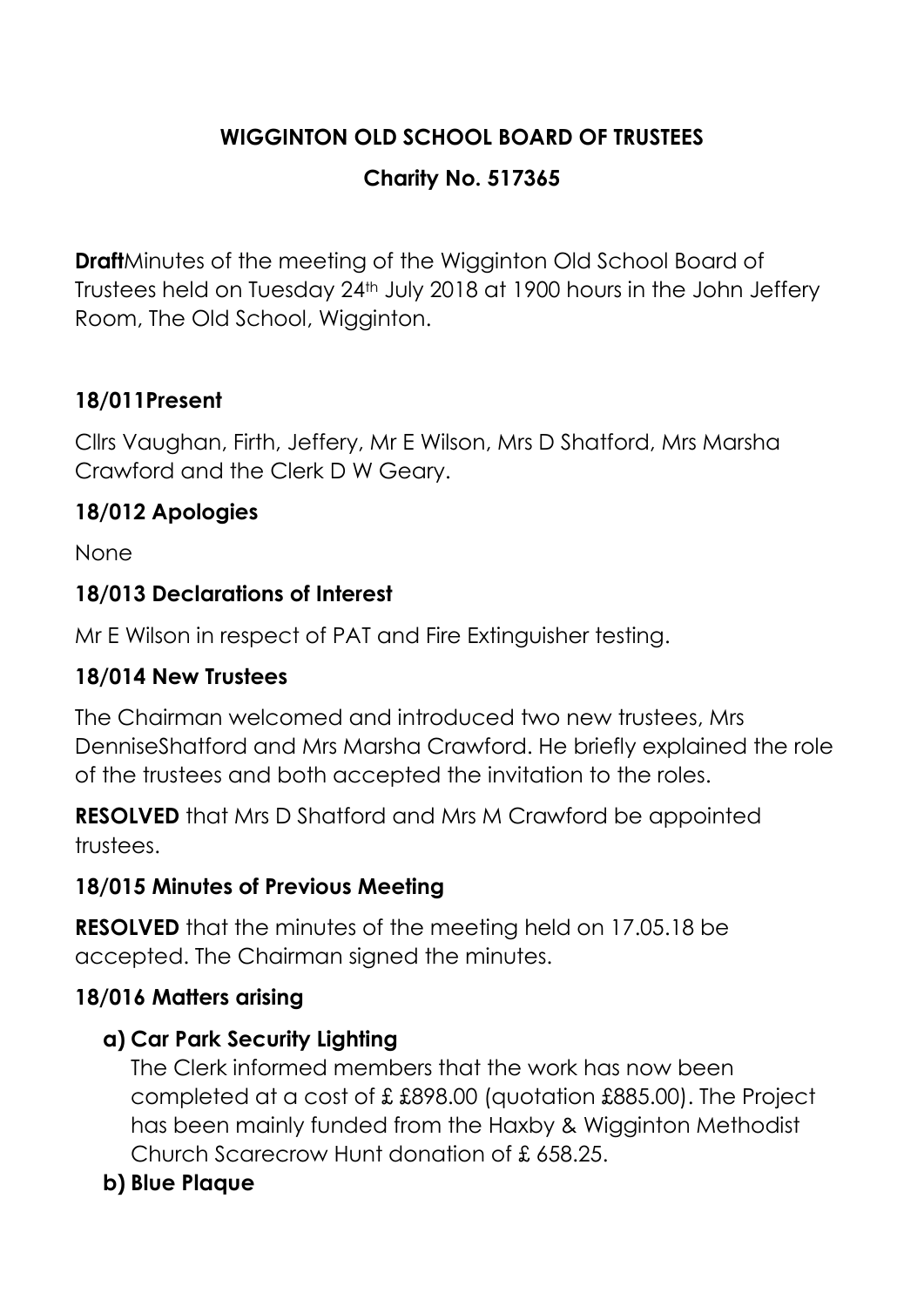**WIGGINTON OLD SCHOOL BOARD OF TRUSTEES**

**Charity No. 517365**

**Draft**Minutes of the meeting of the Wigginton Old School Board of Trustees held on Tuesday 24th July 2018 at 1900 hours in the John Jeffery Room, The Old School, Wigginton.

### 18/011Present

Cllrs Vaughan, Firth, Jeffery, Mr E Wilson, Mrs D Shatford, Mrs Marsha Crawford and the Clerk D W Geary.

### 18/012 Apologies

None

### 18/013 Declarations of Interest

Mr E Wilson in respect of PAT and Fire Extinguisher testing.

### 18/014 New Trustees

The Chairman welcomed and introduced two new trustees, Mrs DenniseShatford and Mrs Marsha Crawford. He briefly explained the role of the trustees and both accepted the invitation to the roles.

**RESOLVED** that Mrs D Shatford and Mrs M Crawford be appointed trustees.

### 18/015 Minutes of Previous Meeting

**RESOLVED** that the minutes of the meeting held on 17.05.18 be accepted. The Chairman signed the minutes.

### 18/016 Matters arising

**a) Car Park Security Lighting**

The Clerk informed members that the work has now been completed at a cost of £ £898.00 (quotation £885.00). The Project has been mainly funded from the Haxby & Wigginton Methodist Church Scarecrow Hunt donation of £ 658.25.

**b) Blue Plaque**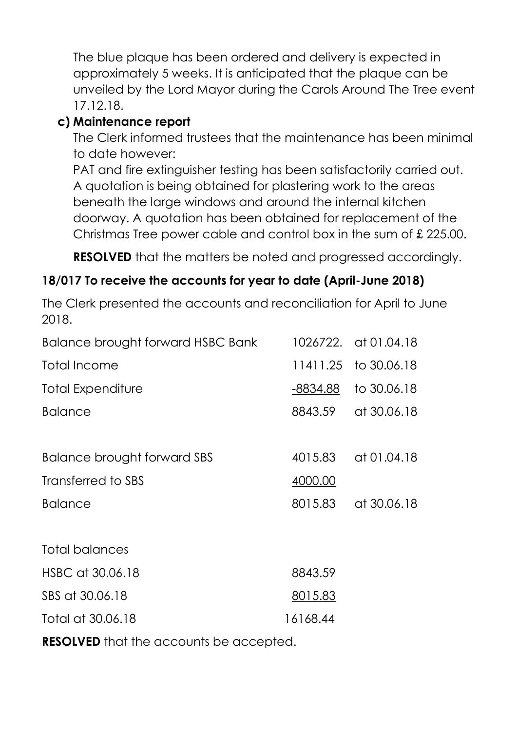The blue plaque has been ordered and delivery is expected in approximately 5 weeks. It is anticipated that the plaque can be unveiled by the Lord Mayor during the Carols Around The Tree event 17.12.18.

**c) Maintenance report**

The Clerk informed trustees that the maintenance has been minimal to date however:

PAT and fire extinguisher testing has been satisfactorily carried out. A quotation is being obtained for plastering work to the areas beneath the large windows and around the internal kitchen doorway. A quotation has been obtained for replacement of the Christmas Tree power cable and control box in the sum of £ 225.00.

**RESOLVED** that the matters be noted and progressed accordingly.

**18/017 To receive the accounts for year to date (April-June 2018)**

The Clerk presented the accounts and reconciliation for April to June 2018.

| | | |
|---|---|---|
| Balance brought forward HSBC Bank | 1026722. | at 01.04.18 |
| Total Income | 11411.25 | to 30.06.18 |
| Total Expenditure | -8834.88 | to 30.06.18 |
| Balance | 8843.59 | at 30.06.18 |
| | | |
| Balance brought forward SBS | 4015.83 | at 01.04.18 |
| Transferred to SBS | 4000.00 | |
| Balance | 8015.83 | at 30.06.18 |
| | | |
| Total balances | | |
| HSBC at 30.06.18 | 8843.59 | |
| SBS at 30.06.18 | 8015.83 | |
| Total at 30.06.18 | 16168.44 | |

**RESOLVED** that the accounts be accepted.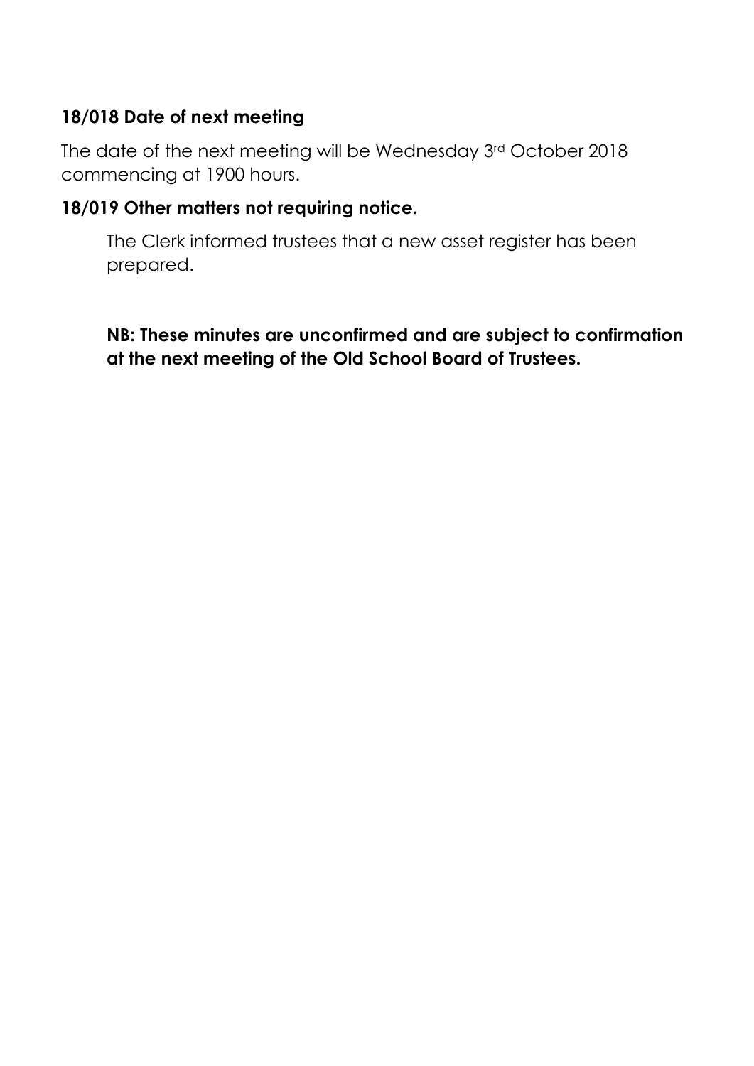### 18/018 Date of next meeting

The date of the next meeting will be Wednesday 3rd October 2018 commencing at 1900 hours.

### 18/019 Other matters not requiring notice.

The Clerk informed trustees that a new asset register has been prepared.

**NB: These minutes are unconfirmed and are subject to confirmation at the next meeting of the Old School Board of Trustees.**